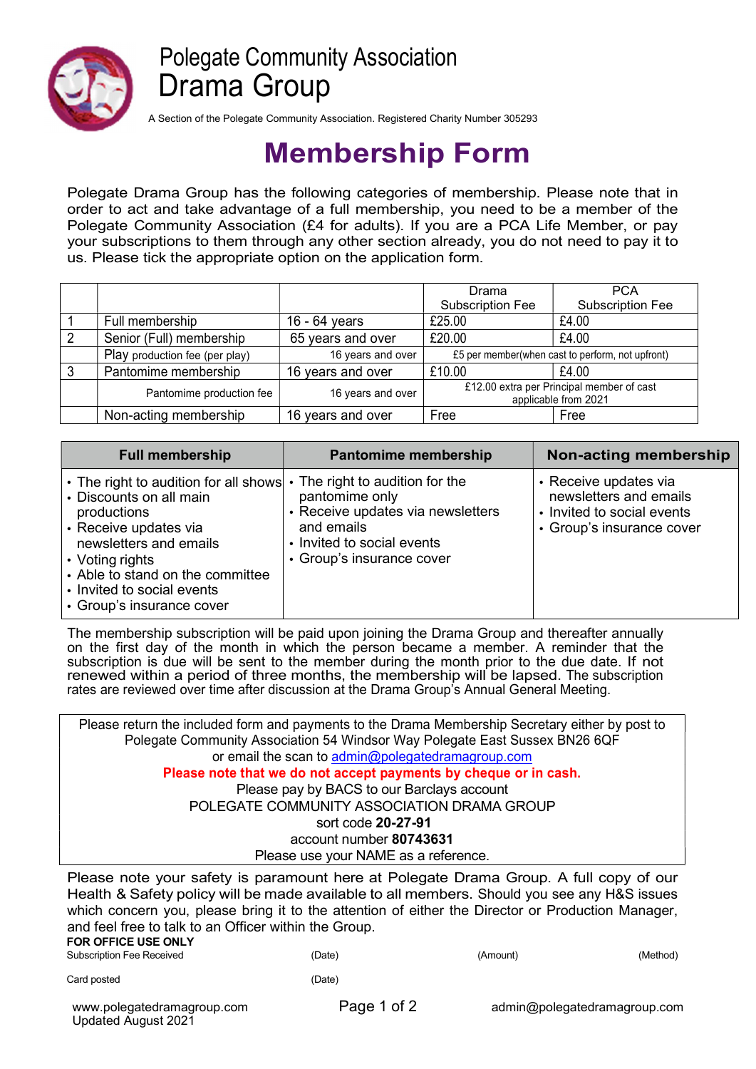# Polegate Community Association
# Drama Group

A Section of the Polegate Community Association. Registered Charity Number 305293

# Membership Form

Polegate Drama Group has the following categories of membership. Please note that in order to act and take advantage of a full membership, you need to be a member of the Polegate Community Association (£4 for adults). If you are a PCA Life Member, or pay your subscriptions to them through any other section already, you do not need to pay it to us. Please tick the appropriate option on the application form.

| | | | Drama Subscription Fee | PCA Subscription Fee |
|---|---|---|---|---|
| 1 | Full membership | 16 - 64 years | £25.00 | £4.00 |
| 2 | Senior (Full) membership | 65 years and over | £20.00 | £4.00 |
| | Play production fee (per play) | 16 years and over | £5 per member(when cast to perform, not upfront) | |
| 3 | Pantomime membership | 16 years and over | £10.00 | £4.00 |
| | Pantomime production fee | 16 years and over | £12.00 extra per Principal member of cast applicable from 2021 | |
| | Non-acting membership | 16 years and over | Free | Free |

| Full membership | Pantomime membership | Non-acting membership |
|---|---|---|
| • The right to audition for all shows<br>• Discounts on all main productions<br>• Receive updates via newsletters and emails<br>• Voting rights<br>• Able to stand on the committee<br>• Invited to social events<br>• Group's insurance cover | • The right to audition for the pantomime only<br>• Receive updates via newsletters and emails<br>• Invited to social events<br>• Group's insurance cover | • Receive updates via newsletters and emails<br>• Invited to social events<br>• Group's insurance cover |

The membership subscription will be paid upon joining the Drama Group and thereafter annually on the first day of the month in which the person became a member. A reminder that the subscription is due will be sent to the member during the month prior to the due date. If not renewed within a period of three months, the membership will be lapsed. The subscription rates are reviewed over time after discussion at the Drama Group's Annual General Meeting.

Please return the included form and payments to the Drama Membership Secretary either by post to Polegate Community Association 54 Windsor Way Polegate East Sussex BN26 6QF
or email the scan to admin@polegatedramagroup.com

**Please note that we do not accept payments by cheque or in cash.**

Please pay by BACS to our Barclays account
POLEGATE COMMUNITY ASSOCIATION DRAMA GROUP
sort code **20-27-91**
account number **80743631**
Please use your NAME as a reference.

Please note your safety is paramount here at Polegate Drama Group. A full copy of our Health & Safety policy will be made available to all members. Should you see any H&S issues which concern you, please bring it to the attention of either the Director or Production Manager, and feel free to talk to an Officer within the Group.

**FOR OFFICE USE ONLY**

Subscription Fee Received (Date) (Amount) (Method)

Card posted (Date)

www.polegatedramagroup.com
Updated August 2021

admin@polegatedramagroup.com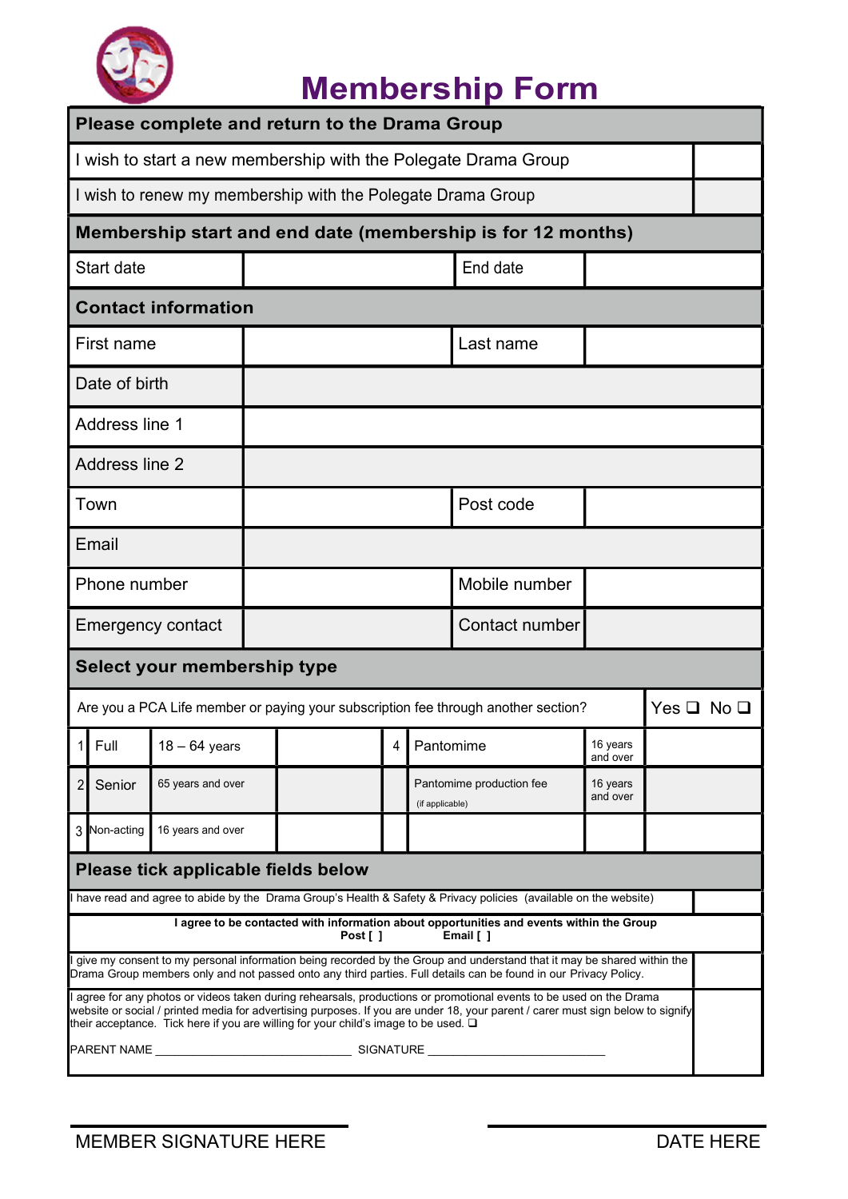# Membership Form

| | |
|---|---|
| **Please complete and return to the Drama Group** | |
| I wish to start a new membership with the Polegate Drama Group | |
| I wish to renew my membership with the Polegate Drama Group | |

| | | | |
|---|---|---|---|
| **Membership start and end date (membership is for 12 months)** | | | |
| Start date | | End date | |
| **Contact information** | | | |
| First name | | Last name | |
| Date of birth | | | |
| Address line 1 | | | |
| Address line 2 | | | |
| Town | | Post code | |
| Email | | | |
| Phone number | | Mobile number | |
| Emergency contact | | Contact number | |

**Select your membership type**

Are you a PCA Life member or paying your subscription fee through another section? Yes ❑ No ❑

| | | | | | | | |
|---|---|---|---|---|---|---|---|
| 1 | Full | 18 – 64 years | | 4 | Pantomime | 16 years and over | |
| 2 | Senior | 65 years and over | | | Pantomime production fee (if applicable) | 16 years and over | |
| 3 | Non-acting | 16 years and over | | | | | |

**Please tick applicable fields below**

| | |
|---|---|
| I have read and agree to abide by the Drama Group's Health & Safety & Privacy policies (available on the website) | |
| **I agree to be contacted with information about opportunities and events within the Group** **Post [ ]** **Email [ ]** | |
| I give my consent to my personal information being recorded by the Group and understand that it may be shared within the Drama Group members only and not passed onto any third parties. Full details can be found in our Privacy Policy. | |
| I agree for any photos or videos taken during rehearsals, productions or promotional events to be used on the Drama website or social / printed media for advertising purposes. If you are under 18, your parent / carer must sign below to signify their acceptance. Tick here if you are willing for your child's image to be used. ❑ PARENT NAME ______________________________ SIGNATURE ___________________________ | |

MEMBER SIGNATURE HERE

DATE HERE